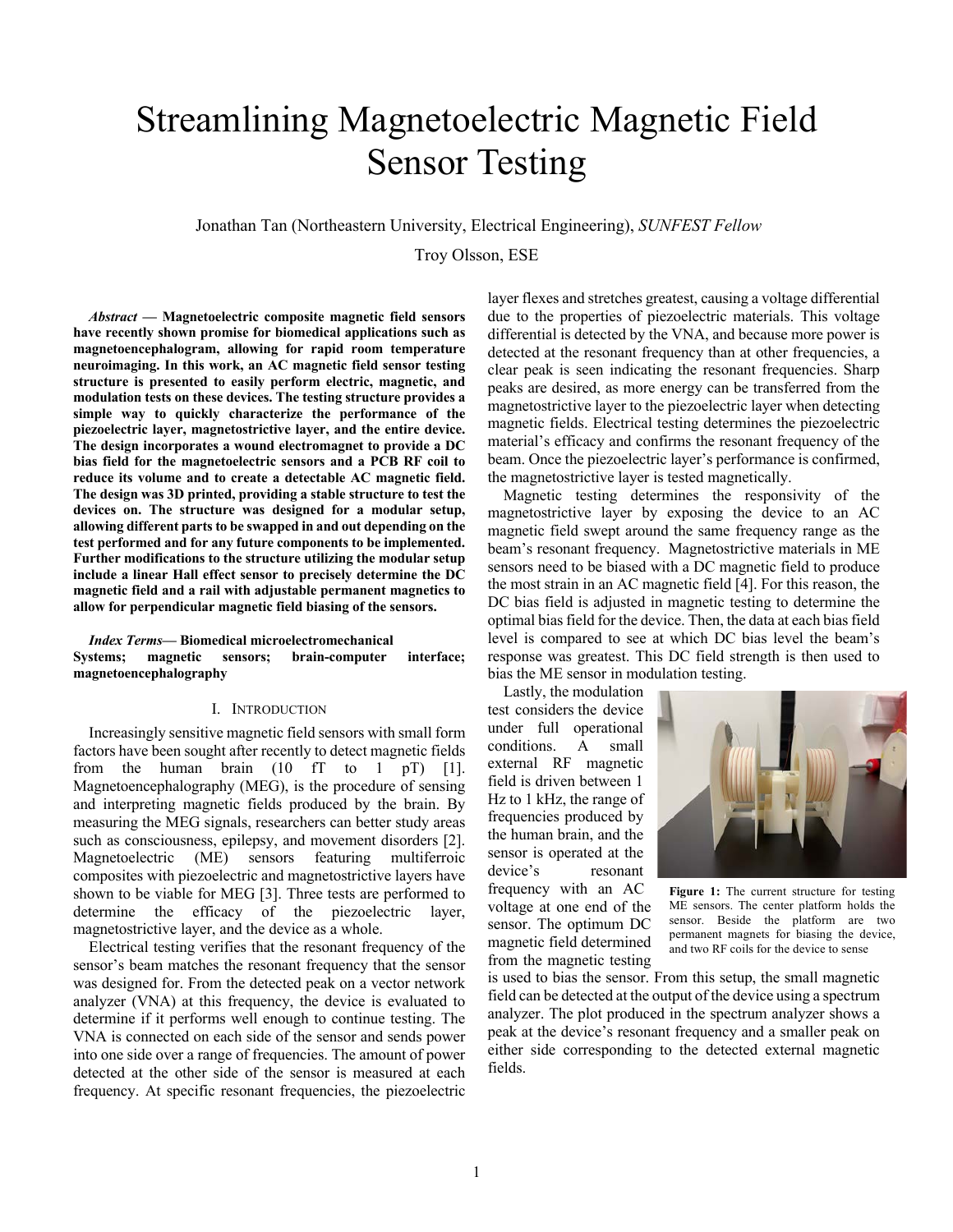# Streamlining Magnetoelectric Magnetic Field Sensor Testing

Jonathan Tan (Northeastern University, Electrical Engineering), *SUNFEST Fellow*

Troy Olsson, ESE

***Abstract* — Magnetoelectric composite magnetic field sensors have recently shown promise for biomedical applications such as magnetoencephalogram, allowing for rapid room temperature neuroimaging. In this work, an AC magnetic field sensor testing structure is presented to easily perform electric, magnetic, and modulation tests on these devices. The testing structure provides a simple way to quickly characterize the performance of the piezoelectric layer, magnetostrictive layer, and the entire device. The design incorporates a wound electromagnet to provide a DC bias field for the magnetoelectric sensors and a PCB RF coil to reduce its volume and to create a detectable AC magnetic field. The design was 3D printed, providing a stable structure to test the devices on. The structure was designed for a modular setup, allowing different parts to be swapped in and out depending on the test performed and for any future components to be implemented. Further modifications to the structure utilizing the modular setup include a linear Hall effect sensor to precisely determine the DC magnetic field and a rail with adjustable permanent magnetics to allow for perpendicular magnetic field biasing of the sensors.**

***Index Terms*— Biomedical microelectromechanical Systems; magnetic sensors; brain-computer interface; magnetoencephalography**

## I. Introduction

Increasingly sensitive magnetic field sensors with small form factors have been sought after recently to detect magnetic fields from the human brain (10 fT to 1 pT) [1]. Magnetoencephalography (MEG), is the procedure of sensing and interpreting magnetic fields produced by the brain. By measuring the MEG signals, researchers can better study areas such as consciousness, epilepsy, and movement disorders [2]. Magnetoelectric (ME) sensors featuring multiferroic composites with piezoelectric and magnetostrictive layers have shown to be viable for MEG [3]. Three tests are performed to determine the efficacy of the piezoelectric layer, magnetostrictive layer, and the device as a whole.

Electrical testing verifies that the resonant frequency of the sensor's beam matches the resonant frequency that the sensor was designed for. From the detected peak on a vector network analyzer (VNA) at this frequency, the device is evaluated to determine if it performs well enough to continue testing. The VNA is connected on each side of the sensor and sends power into one side over a range of frequencies. The amount of power detected at the other side of the sensor is measured at each frequency. At specific resonant frequencies, the piezoelectric layer flexes and stretches greatest, causing a voltage differential due to the properties of piezoelectric materials. This voltage differential is detected by the VNA, and because more power is detected at the resonant frequency than at other frequencies, a clear peak is seen indicating the resonant frequencies. Sharp peaks are desired, as more energy can be transferred from the magnetostrictive layer to the piezoelectric layer when detecting magnetic fields. Electrical testing determines the piezoelectric material's efficacy and confirms the resonant frequency of the beam. Once the piezoelectric layer's performance is confirmed, the magnetostrictive layer is tested magnetically.

Magnetic testing determines the responsivity of the magnetostrictive layer by exposing the device to an AC magnetic field swept around the same frequency range as the beam's resonant frequency. Magnetostrictive materials in ME sensors need to be biased with a DC magnetic field to produce the most strain in an AC magnetic field [4]. For this reason, the DC bias field is adjusted in magnetic testing to determine the optimal bias field for the device. Then, the data at each bias field level is compared to see at which DC bias level the beam's response was greatest. This DC field strength is then used to bias the ME sensor in modulation testing.

Lastly, the modulation test considers the device under full operational conditions. A small external RF magnetic field is driven between 1 Hz to 1 kHz, the range of frequencies produced by the human brain, and the sensor is operated at the device's resonant frequency with an AC voltage at one end of the sensor. The optimum DC magnetic field determined from the magnetic testing is used to bias the sensor. From this setup, the small magnetic field can be detected at the output of the device using a spectrum analyzer. The plot produced in the spectrum analyzer shows a peak at the device's resonant frequency and a smaller peak on either side corresponding to the detected external magnetic fields.

**Figure 1:** The current structure for testing ME sensors. The center platform holds the sensor. Beside the platform are two permanent magnets for biasing the device, and two RF coils for the device to sense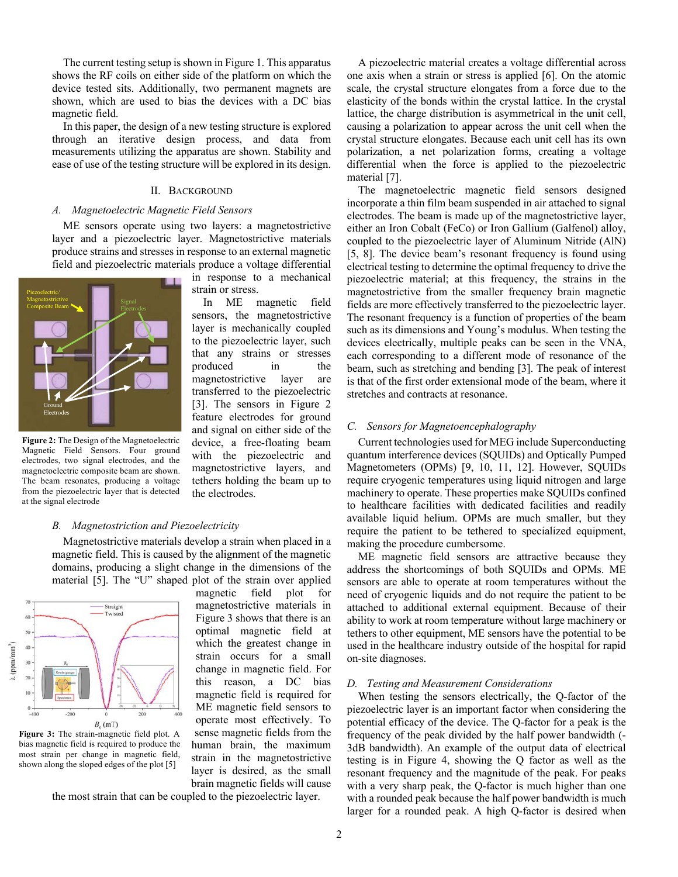The current testing setup is shown in Figure 1. This apparatus shows the RF coils on either side of the platform on which the device tested sits. Additionally, two permanent magnets are shown, which are used to bias the devices with a DC bias magnetic field.

In this paper, the design of a new testing structure is explored through an iterative design process, and data from measurements utilizing the apparatus are shown. Stability and ease of use of the testing structure will be explored in its design.

## II. Background

### A. Magnetoelectric Magnetic Field Sensors

ME sensors operate using two layers: a magnetostrictive layer and a piezoelectric layer. Magnetostrictive materials produce strains and stresses in response to an external magnetic field and piezoelectric materials produce a voltage differential in response to a mechanical strain or stress.

In ME magnetic field sensors, the magnetostrictive layer is mechanically coupled to the piezoelectric layer, such that any strains or stresses produced in the magnetostrictive layer are transferred to the piezoelectric [3]. The sensors in Figure 2 feature electrodes for ground and signal on either side of the device, a free-floating beam with the piezoelectric and magnetostrictive layers, and tethers holding the beam up to the electrodes.

**Figure 2:** The Design of the Magnetoelectric Magnetic Field Sensors. Four ground electrodes, two signal electrodes, and the magnetoelectric composite beam are shown. The beam resonates, producing a voltage from the piezoelectric layer that is detected at the signal electrode

### B. Magnetostriction and Piezoelectricity

Magnetostrictive materials develop a strain when placed in a magnetic field. This is caused by the alignment of the magnetic domains, producing a slight change in the dimensions of the material [5]. The "U" shaped plot of the strain over applied magnetic field plot for magnetostrictive materials in Figure 3 shows that there is an optimal magnetic field at which the greatest change in strain occurs for a small change in magnetic field. For this reason, a DC bias magnetic field is required for ME magnetic field sensors to operate most effectively. To sense magnetic fields from the human brain, the maximum strain in the magnetostrictive layer is desired, as the small brain magnetic fields will cause the most strain that can be coupled to the piezoelectric layer.

**Figure 3:** The strain-magnetic field plot. A bias magnetic field is required to produce the most strain per change in magnetic field, shown along the sloped edges of the plot [5]

A piezoelectric material creates a voltage differential across one axis when a strain or stress is applied [6]. On the atomic scale, the crystal structure elongates from a force due to the elasticity of the bonds within the crystal lattice. In the crystal lattice, the charge distribution is asymmetrical in the unit cell, causing a polarization to appear across the unit cell when the crystal structure elongates. Because each unit cell has its own polarization, a net polarization forms, creating a voltage differential when the force is applied to the piezoelectric material [7].

The magnetoelectric magnetic field sensors designed incorporate a thin film beam suspended in air attached to signal electrodes. The beam is made up of the magnetostrictive layer, either an Iron Cobalt (FeCo) or Iron Gallium (Galfenol) alloy, coupled to the piezoelectric layer of Aluminum Nitride (AlN) [5, 8]. The device beam's resonant frequency is found using electrical testing to determine the optimal frequency to drive the piezoelectric material; at this frequency, the strains in the magnetostrictive from the smaller frequency brain magnetic fields are more effectively transferred to the piezoelectric layer. The resonant frequency is a function of properties of the beam such as its dimensions and Young's modulus. When testing the devices electrically, multiple peaks can be seen in the VNA, each corresponding to a different mode of resonance of the beam, such as stretching and bending [3]. The peak of interest is that of the first order extensional mode of the beam, where it stretches and contracts at resonance.

### C. Sensors for Magnetoencephalography

Current technologies used for MEG include Superconducting quantum interference devices (SQUIDs) and Optically Pumped Magnetometers (OPMs) [9, 10, 11, 12]. However, SQUIDs require cryogenic temperatures using liquid nitrogen and large machinery to operate. These properties make SQUIDs confined to healthcare facilities with dedicated facilities and readily available liquid helium. OPMs are much smaller, but they require the patient to be tethered to specialized equipment, making the procedure cumbersome.

ME magnetic field sensors are attractive because they address the shortcomings of both SQUIDs and OPMs. ME sensors are able to operate at room temperatures without the need of cryogenic liquids and do not require the patient to be attached to additional external equipment. Because of their ability to work at room temperature without large machinery or tethers to other equipment, ME sensors have the potential to be used in the healthcare industry outside of the hospital for rapid on-site diagnoses.

### D. Testing and Measurement Considerations

When testing the sensors electrically, the Q-factor of the piezoelectric layer is an important factor when considering the potential efficacy of the device. The Q-factor for a peak is the frequency of the peak divided by the half power bandwidth (-3dB bandwidth). An example of the output data of electrical testing is in Figure 4, showing the Q factor as well as the resonant frequency and the magnitude of the peak. For peaks with a very sharp peak, the Q-factor is much higher than one with a rounded peak because the half power bandwidth is much larger for a rounded peak. A high Q-factor is desired when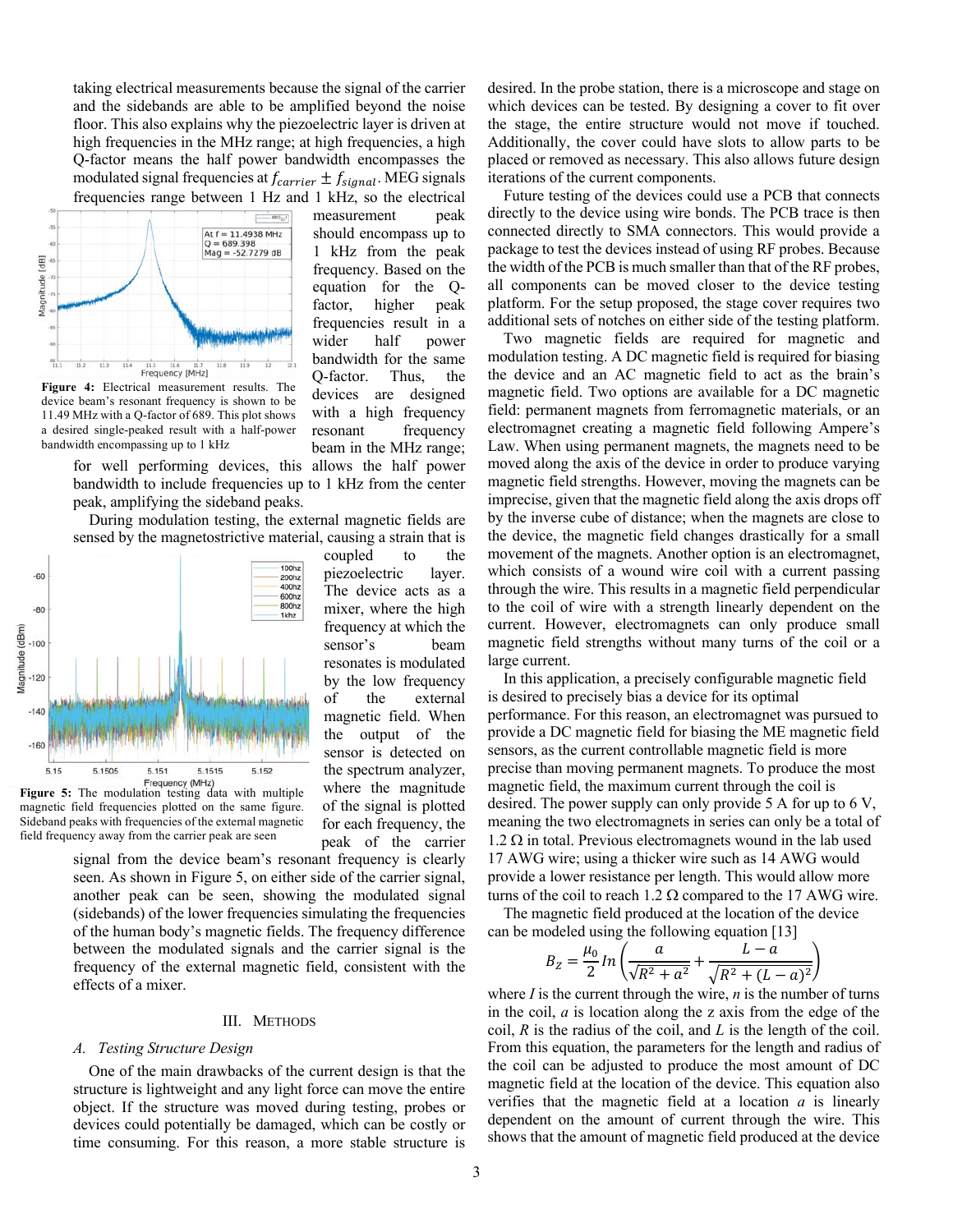taking electrical measurements because the signal of the carrier and the sidebands are able to be amplified beyond the noise floor. This also explains why the piezoelectric layer is driven at high frequencies in the MHz range; at high frequencies, a high Q-factor means the half power bandwidth encompasses the modulated signal frequencies at $f_{carrier} \pm f_{signal}$. MEG signals frequencies range between 1 Hz and 1 kHz, so the electrical measurement peak should encompass up to 1 kHz from the peak frequency. Based on the equation for the Q-factor, higher peak frequencies result in a wider half power bandwidth for the same Q-factor. Thus, the devices are designed with a high frequency resonant frequency beam in the MHz range; for well performing devices, this allows the half power bandwidth to include frequencies up to 1 kHz from the center peak, amplifying the sideband peaks.

**Figure 4:** Electrical measurement results. The device beam's resonant frequency is shown to be 11.49 MHz with a Q-factor of 689. This plot shows a desired single-peaked result with a half-power bandwidth encompassing up to 1 kHz

During modulation testing, the external magnetic fields are sensed by the magnetostrictive material, causing a strain that is coupled to the piezoelectric layer. The device acts as a mixer, where the high frequency at which the sensor's beam resonates is modulated by the low frequency of the external magnetic field. When the output of the sensor is detected on the spectrum analyzer, where the magnitude of the signal is plotted for each frequency, the peak of the carrier signal from the device beam's resonant frequency is clearly seen. As shown in Figure 5, on either side of the carrier signal, another peak can be seen, showing the modulated signal (sidebands) of the lower frequencies simulating the frequencies of the human body's magnetic fields. The frequency difference between the modulated signals and the carrier signal is the frequency of the external magnetic field, consistent with the effects of a mixer.

**Figure 5:** The modulation testing data with multiple magnetic field frequencies plotted on the same figure. Sideband peaks with frequencies of the external magnetic field frequency away from the carrier peak are seen

## III. Methods

### A. Testing Structure Design

One of the main drawbacks of the current design is that the structure is lightweight and any light force can move the entire object. If the structure was moved during testing, probes or devices could potentially be damaged, which can be costly or time consuming. For this reason, a more stable structure is desired. In the probe station, there is a microscope and stage on which devices can be tested. By designing a cover to fit over the stage, the entire structure would not move if touched. Additionally, the cover could have slots to allow parts to be placed or removed as necessary. This also allows future design iterations of the current components.

Future testing of the devices could use a PCB that connects directly to the device using wire bonds. The PCB trace is then connected directly to SMA connectors. This would provide a package to test the devices instead of using RF probes. Because the width of the PCB is much smaller than that of the RF probes, all components can be moved closer to the device testing platform. For the setup proposed, the stage cover requires two additional sets of notches on either side of the testing platform.

Two magnetic fields are required for magnetic and modulation testing. A DC magnetic field is required for biasing the device and an AC magnetic field to act as the brain's magnetic field. Two options are available for a DC magnetic field: permanent magnets from ferromagnetic materials, or an electromagnet creating a magnetic field following Ampere's Law. When using permanent magnets, the magnets need to be moved along the axis of the device in order to produce varying magnetic field strengths. However, moving the magnets can be imprecise, given that the magnetic field along the axis drops off by the inverse cube of distance; when the magnets are close to the device, the magnetic field changes drastically for a small movement of the magnets. Another option is an electromagnet, which consists of a wound wire coil with a current passing through the wire. This results in a magnetic field perpendicular to the coil of wire with a strength linearly dependent on the current. However, electromagnets can only produce small magnetic field strengths without many turns of the coil or a large current.

In this application, a precisely configurable magnetic field is desired to precisely bias a device for its optimal performance. For this reason, an electromagnet was pursued to provide a DC magnetic field for biasing the ME magnetic field sensors, as the current controllable magnetic field is more precise than moving permanent magnets. To produce the most magnetic field, the maximum current through the coil is desired. The power supply can only provide 5 A for up to 6 V, meaning the two electromagnets in series can only be a total of 1.2 Ω in total. Previous electromagnets wound in the lab used 17 AWG wire; using a thicker wire such as 14 AWG would provide a lower resistance per length. This would allow more turns of the coil to reach 1.2 Ω compared to the 17 AWG wire.

The magnetic field produced at the location of the device can be modeled using the following equation [13]

$$B_Z = \frac{\mu_0}{2} In \left( \frac{a}{\sqrt{R^2 + a^2}} + \frac{L - a}{\sqrt{R^2 + (L - a)^2}} \right)$$

where $I$ is the current through the wire, $n$ is the number of turns in the coil, $a$ is location along the z axis from the edge of the coil, $R$ is the radius of the coil, and $L$ is the length of the coil. From this equation, the parameters for the length and radius of the coil can be adjusted to produce the most amount of DC magnetic field at the location of the device. This equation also verifies that the magnetic field at a location $a$ is linearly dependent on the amount of current through the wire. This shows that the amount of magnetic field produced at the device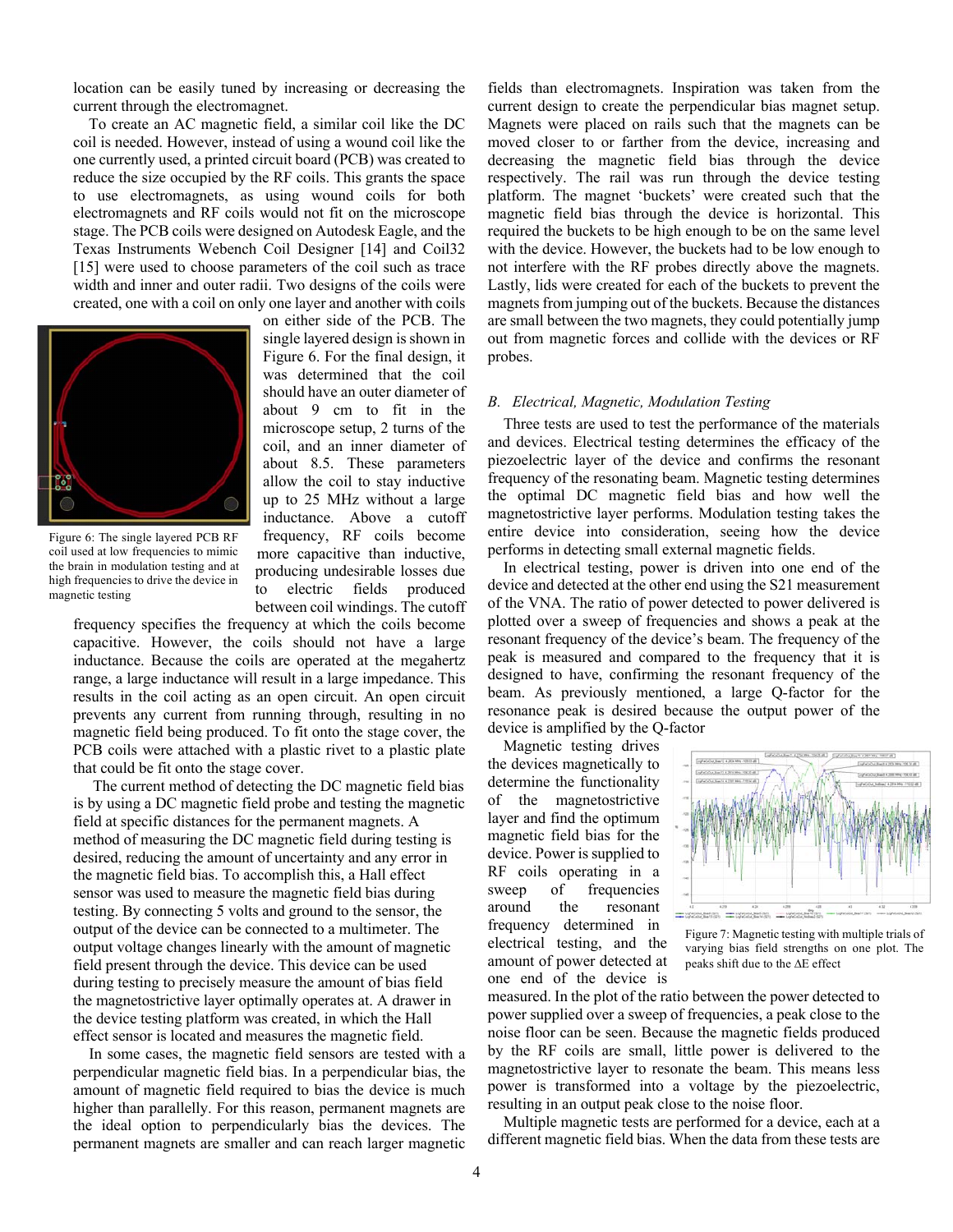location can be easily tuned by increasing or decreasing the current through the electromagnet.

To create an AC magnetic field, a similar coil like the DC coil is needed. However, instead of using a wound coil like the one currently used, a printed circuit board (PCB) was created to reduce the size occupied by the RF coils. This grants the space to use electromagnets, as using wound coils for both electromagnets and RF coils would not fit on the microscope stage. The PCB coils were designed on Autodesk Eagle, and the Texas Instruments Webench Coil Designer [14] and Coil32 [15] were used to choose parameters of the coil such as trace width and inner and outer radii. Two designs of the coils were created, one with a coil on only one layer and another with coils on either side of the PCB. The single layered design is shown in Figure 6. For the final design, it was determined that the coil should have an outer diameter of about 9 cm to fit in the microscope setup, 2 turns of the coil, and an inner diameter of about 8.5. These parameters allow the coil to stay inductive up to 25 MHz without a large inductance. Above a cutoff frequency, RF coils become more capacitive than inductive, producing undesirable losses due to electric fields produced between coil windings. The cutoff frequency specifies the frequency at which the coils become capacitive. However, the coils should not have a large inductance. Because the coils are operated at the megahertz range, a large inductance will result in a large impedance. This results in the coil acting as an open circuit. An open circuit prevents any current from running through, resulting in no magnetic field being produced. To fit onto the stage cover, the PCB coils were attached with a plastic rivet to a plastic plate that could be fit onto the stage cover.

Figure 6: The single layered PCB RF coil used at low frequencies to mimic the brain in modulation testing and at high frequencies to drive the device in magnetic testing

The current method of detecting the DC magnetic field bias is by using a DC magnetic field probe and testing the magnetic field at specific distances for the permanent magnets. A method of measuring the DC magnetic field during testing is desired, reducing the amount of uncertainty and any error in the magnetic field bias. To accomplish this, a Hall effect sensor was used to measure the magnetic field bias during testing. By connecting 5 volts and ground to the sensor, the output of the device can be connected to a multimeter. The output voltage changes linearly with the amount of magnetic field present through the device. This device can be used during testing to precisely measure the amount of bias field the magnetostrictive layer optimally operates at. A drawer in the device testing platform was created, in which the Hall effect sensor is located and measures the magnetic field.

In some cases, the magnetic field sensors are tested with a perpendicular magnetic field bias. In a perpendicular bias, the amount of magnetic field required to bias the device is much higher than parallelly. For this reason, permanent magnets are the ideal option to perpendicularly bias the devices. The permanent magnets are smaller and can reach larger magnetic fields than electromagnets. Inspiration was taken from the current design to create the perpendicular bias magnet setup. Magnets were placed on rails such that the magnets can be moved closer to or farther from the device, increasing and decreasing the magnetic field bias through the device respectively. The rail was run through the device testing platform. The magnet 'buckets' were created such that the magnetic field bias through the device is horizontal. This required the buckets to be high enough to be on the same level with the device. However, the buckets had to be low enough to not interfere with the RF probes directly above the magnets. Lastly, lids were created for each of the buckets to prevent the magnets from jumping out of the buckets. Because the distances are small between the two magnets, they could potentially jump out from magnetic forces and collide with the devices or RF probes.

### B. *Electrical, Magnetic, Modulation Testing*

Three tests are used to test the performance of the materials and devices. Electrical testing determines the efficacy of the piezoelectric layer of the device and confirms the resonant frequency of the resonating beam. Magnetic testing determines the optimal DC magnetic field bias and how well the magnetostrictive layer performs. Modulation testing takes the entire device into consideration, seeing how the device performs in detecting small external magnetic fields.

In electrical testing, power is driven into one end of the device and detected at the other end using the S21 measurement of the VNA. The ratio of power detected to power delivered is plotted over a sweep of frequencies and shows a peak at the resonant frequency of the device's beam. The frequency of the peak is measured and compared to the frequency that it is designed to have, confirming the resonant frequency of the beam. As previously mentioned, a large Q-factor for the resonance peak is desired because the output power of the device is amplified by the Q-factor

Magnetic testing drives the devices magnetically to determine the functionality of the magnetostrictive layer and find the optimum magnetic field bias for the device. Power is supplied to RF coils operating in a sweep of frequencies around the resonant frequency determined in electrical testing, and the amount of power detected at one end of the device is measured. In the plot of the ratio between the power detected to power supplied over a sweep of frequencies, a peak close to the noise floor can be seen. Because the magnetic fields produced by the RF coils are small, little power is delivered to the magnetostrictive layer to resonate the beam. This means less power is transformed into a voltage by the piezoelectric, resulting in an output peak close to the noise floor.

Figure 7: Magnetic testing with multiple trials of varying bias field strengths on one plot. The peaks shift due to the ΔE effect

Multiple magnetic tests are performed for a device, each at a different magnetic field bias. When the data from these tests are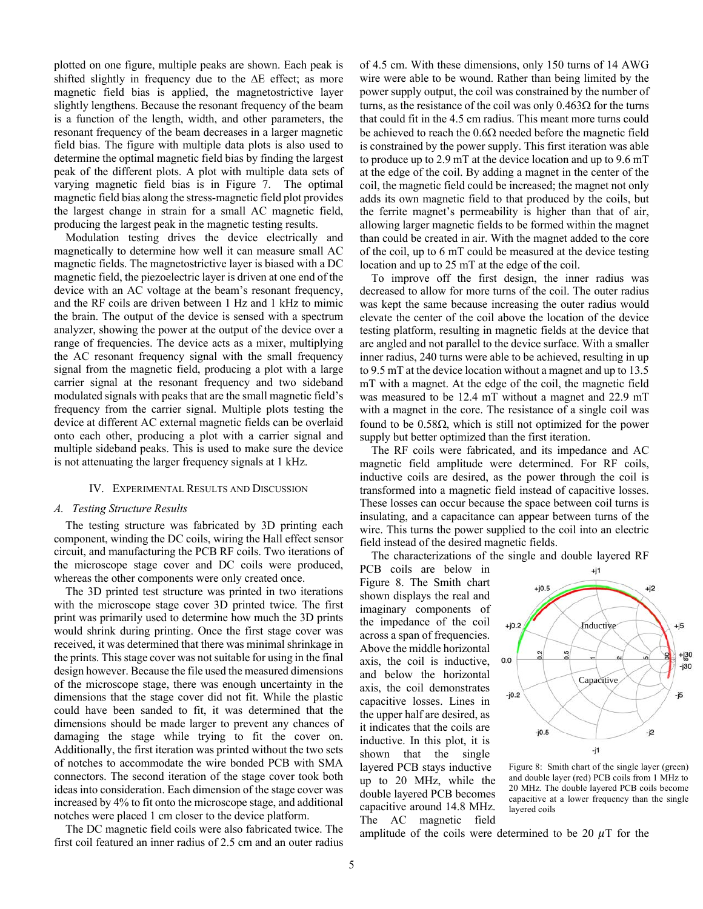plotted on one figure, multiple peaks are shown. Each peak is shifted slightly in frequency due to the ΔE effect; as more magnetic field bias is applied, the magnetostrictive layer slightly lengthens. Because the resonant frequency of the beam is a function of the length, width, and other parameters, the resonant frequency of the beam decreases in a larger magnetic field bias. The figure with multiple data plots is also used to determine the optimal magnetic field bias by finding the largest peak of the different plots. A plot with multiple data sets of varying magnetic field bias is in Figure 7. The optimal magnetic field bias along the stress-magnetic field plot provides the largest change in strain for a small AC magnetic field, producing the largest peak in the magnetic testing results.

Modulation testing drives the device electrically and magnetically to determine how well it can measure small AC magnetic fields. The magnetostrictive layer is biased with a DC magnetic field, the piezoelectric layer is driven at one end of the device with an AC voltage at the beam's resonant frequency, and the RF coils are driven between 1 Hz and 1 kHz to mimic the brain. The output of the device is sensed with a spectrum analyzer, showing the power at the output of the device over a range of frequencies. The device acts as a mixer, multiplying the AC resonant frequency signal with the small frequency signal from the magnetic field, producing a plot with a large carrier signal at the resonant frequency and two sideband modulated signals with peaks that are the small magnetic field's frequency from the carrier signal. Multiple plots testing the device at different AC external magnetic fields can be overlaid onto each other, producing a plot with a carrier signal and multiple sideband peaks. This is used to make sure the device is not attenuating the larger frequency signals at 1 kHz.

## IV. Experimental Results and Discussion

### *A. Testing Structure Results*

The testing structure was fabricated by 3D printing each component, winding the DC coils, wiring the Hall effect sensor circuit, and manufacturing the PCB RF coils. Two iterations of the microscope stage cover and DC coils were produced, whereas the other components were only created once.

The 3D printed test structure was printed in two iterations with the microscope stage cover 3D printed twice. The first print was primarily used to determine how much the 3D prints would shrink during printing. Once the first stage cover was received, it was determined that there was minimal shrinkage in the prints. This stage cover was not suitable for using in the final design however. Because the file used the measured dimensions of the microscope stage, there was enough uncertainty in the dimensions that the stage cover did not fit. While the plastic could have been sanded to fit, it was determined that the dimensions should be made larger to prevent any chances of damaging the stage while trying to fit the cover on. Additionally, the first iteration was printed without the two sets of notches to accommodate the wire bonded PCB with SMA connectors. The second iteration of the stage cover took both ideas into consideration. Each dimension of the stage cover was increased by 4% to fit onto the microscope stage, and additional notches were placed 1 cm closer to the device platform.

The DC magnetic field coils were also fabricated twice. The first coil featured an inner radius of 2.5 cm and an outer radius of 4.5 cm. With these dimensions, only 150 turns of 14 AWG wire were able to be wound. Rather than being limited by the power supply output, the coil was constrained by the number of turns, as the resistance of the coil was only 0.463Ω for the turns that could fit in the 4.5 cm radius. This meant more turns could be achieved to reach the 0.6Ω needed before the magnetic field is constrained by the power supply. This first iteration was able to produce up to 2.9 mT at the device location and up to 9.6 mT at the edge of the coil. By adding a magnet in the center of the coil, the magnetic field could be increased; the magnet not only adds its own magnetic field to that produced by the coils, but the ferrite magnet's permeability is higher than that of air, allowing larger magnetic fields to be formed within the magnet than could be created in air. With the magnet added to the core of the coil, up to 6 mT could be measured at the device testing location and up to 25 mT at the edge of the coil.

To improve off the first design, the inner radius was decreased to allow for more turns of the coil. The outer radius was kept the same because increasing the outer radius would elevate the center of the coil above the location of the device testing platform, resulting in magnetic fields at the device that are angled and not parallel to the device surface. With a smaller inner radius, 240 turns were able to be achieved, resulting in up to 9.5 mT at the device location without a magnet and up to 13.5 mT with a magnet. At the edge of the coil, the magnetic field was measured to be 12.4 mT without a magnet and 22.9 mT with a magnet in the core. The resistance of a single coil was found to be 0.58Ω, which is still not optimized for the power supply but better optimized than the first iteration.

The RF coils were fabricated, and its impedance and AC magnetic field amplitude were determined. For RF coils, inductive coils are desired, as the power through the coil is transformed into a magnetic field instead of capacitive losses. These losses can occur because the space between coil turns is insulating, and a capacitance can appear between turns of the wire. This turns the power supplied to the coil into an electric field instead of the desired magnetic fields.

The characterizations of the single and double layered RF PCB coils are below in Figure 8. The Smith chart shown displays the real and imaginary components of the impedance of the coil across a span of frequencies. Above the middle horizontal axis, the coil is inductive, and below the horizontal axis, the coil demonstrates capacitive losses. Lines in the upper half are desired, as it indicates that the coils are inductive. In this plot, it is shown that the single layered PCB stays inductive up to 20 MHz, while the double layered PCB becomes capacitive around 14.8 MHz. The AC magnetic field amplitude of the coils were determined to be 20 $\mu$T for the

Figure 8: Smith chart of the single layer (green) and double layer (red) PCB coils from 1 MHz to 20 MHz. The double layered PCB coils become capacitive at a lower frequency than the single layered coils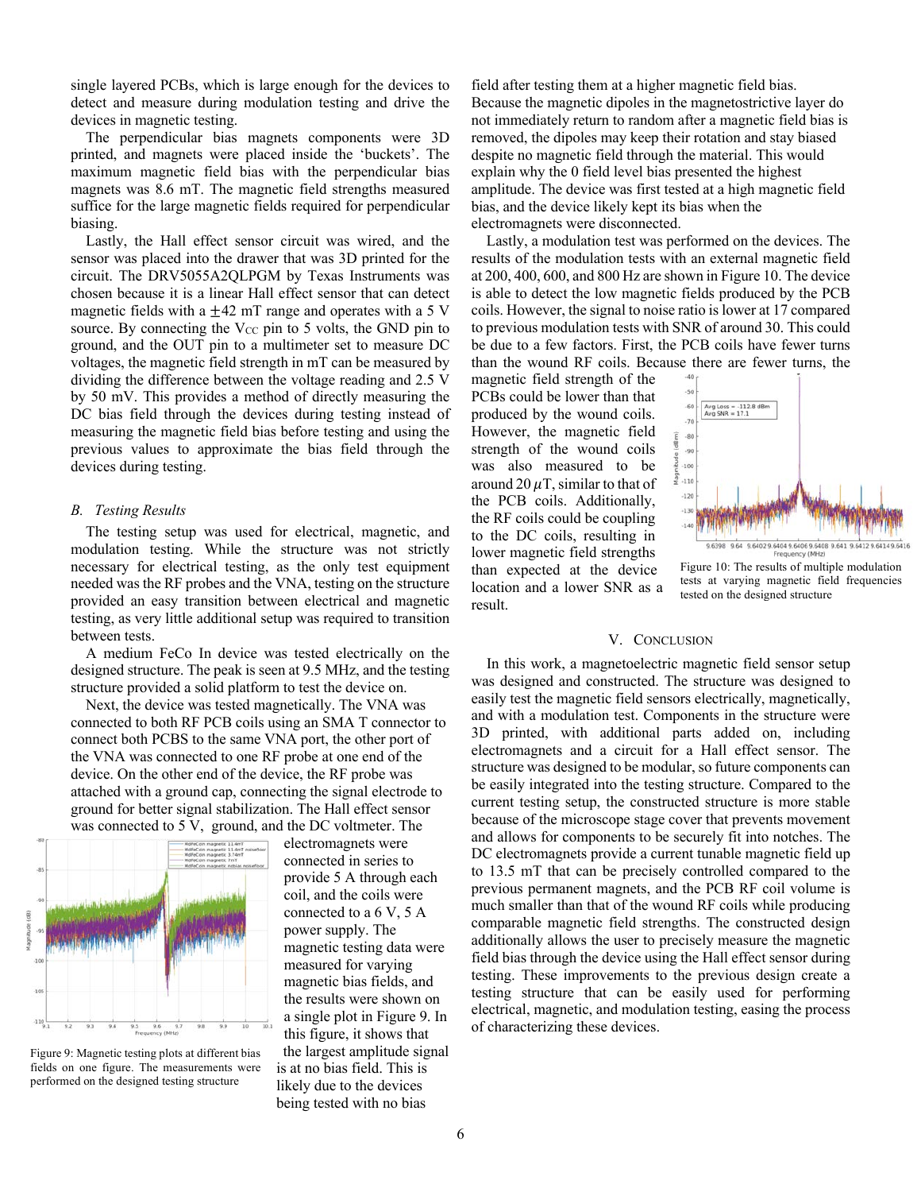single layered PCBs, which is large enough for the devices to detect and measure during modulation testing and drive the devices in magnetic testing.

The perpendicular bias magnets components were 3D printed, and magnets were placed inside the 'buckets'. The maximum magnetic field bias with the perpendicular bias magnets was 8.6 mT. The magnetic field strengths measured suffice for the large magnetic fields required for perpendicular biasing.

Lastly, the Hall effect sensor circuit was wired, and the sensor was placed into the drawer that was 3D printed for the circuit. The DRV5055A2QLPGM by Texas Instruments was chosen because it is a linear Hall effect sensor that can detect magnetic fields with a $\pm 42$ mT range and operates with a 5 V source. By connecting the $V_{CC}$ pin to 5 volts, the GND pin to ground, and the OUT pin to a multimeter set to measure DC voltages, the magnetic field strength in mT can be measured by dividing the difference between the voltage reading and 2.5 V by 50 mV. This provides a method of directly measuring the DC bias field through the devices during testing instead of measuring the magnetic field bias before testing and using the previous values to approximate the bias field through the devices during testing.

### B. Testing Results

The testing setup was used for electrical, magnetic, and modulation testing. While the structure was not strictly necessary for electrical testing, as the only test equipment needed was the RF probes and the VNA, testing on the structure provided an easy transition between electrical and magnetic testing, as very little additional setup was required to transition between tests.

A medium FeCo In device was tested electrically on the designed structure. The peak is seen at 9.5 MHz, and the testing structure provided a solid platform to test the device on.

Next, the device was tested magnetically. The VNA was connected to both RF PCB coils using an SMA T connector to connect both PCBS to the same VNA port, the other port of the VNA was connected to one RF probe at one end of the device. On the other end of the device, the RF probe was attached with a ground cap, connecting the signal electrode to ground for better signal stabilization. The Hall effect sensor was connected to 5 V, ground, and the DC voltmeter. The electromagnets were connected in series to provide 5 A through each coil, and the coils were connected to a 6 V, 5 A power supply. The magnetic testing data were measured for varying magnetic bias fields, and the results were shown on a single plot in Figure 9. In this figure, it shows that the largest amplitude signal is at no bias field. This is likely due to the devices being tested with no bias field after testing them at a higher magnetic field bias. Because the magnetic dipoles in the magnetostrictive layer do not immediately return to random after a magnetic field bias is removed, the dipoles may keep their rotation and stay biased despite no magnetic field through the material. This would explain why the 0 field level bias presented the highest amplitude. The device was first tested at a high magnetic field bias, and the device likely kept its bias when the electromagnets were disconnected.

Figure 9: Magnetic testing plots at different bias fields on one figure. The measurements were performed on the designed testing structure

Lastly, a modulation test was performed on the devices. The results of the modulation tests with an external magnetic field at 200, 400, 600, and 800 Hz are shown in Figure 10. The device is able to detect the low magnetic fields produced by the PCB coils. However, the signal to noise ratio is lower at 17 compared to previous modulation tests with SNR of around 30. This could be due to a few factors. First, the PCB coils have fewer turns than the wound RF coils. Because there are fewer turns, the magnetic field strength of the PCBs could be lower than that produced by the wound coils. However, the magnetic field strength of the wound coils was also measured to be around 20 $\mu$T, similar to that of the PCB coils. Additionally, the RF coils could be coupling to the DC coils, resulting in lower magnetic field strengths than expected at the device location and a lower SNR as a result.

Figure 10: The results of multiple modulation tests at varying magnetic field frequencies tested on the designed structure

## V. Conclusion

In this work, a magnetoelectric magnetic field sensor setup was designed and constructed. The structure was designed to easily test the magnetic field sensors electrically, magnetically, and with a modulation test. Components in the structure were 3D printed, with additional parts added on, including electromagnets and a circuit for a Hall effect sensor. The structure was designed to be modular, so future components can be easily integrated into the testing structure. Compared to the current testing setup, the constructed structure is more stable because of the microscope stage cover that prevents movement and allows for components to be securely fit into notches. The DC electromagnets provide a current tunable magnetic field up to 13.5 mT that can be precisely controlled compared to the previous permanent magnets, and the PCB RF coil volume is much smaller than that of the wound RF coils while producing comparable magnetic field strengths. The constructed design additionally allows the user to precisely measure the magnetic field bias through the device using the Hall effect sensor during testing. These improvements to the previous design create a testing structure that can be easily used for performing electrical, magnetic, and modulation testing, easing the process of characterizing these devices.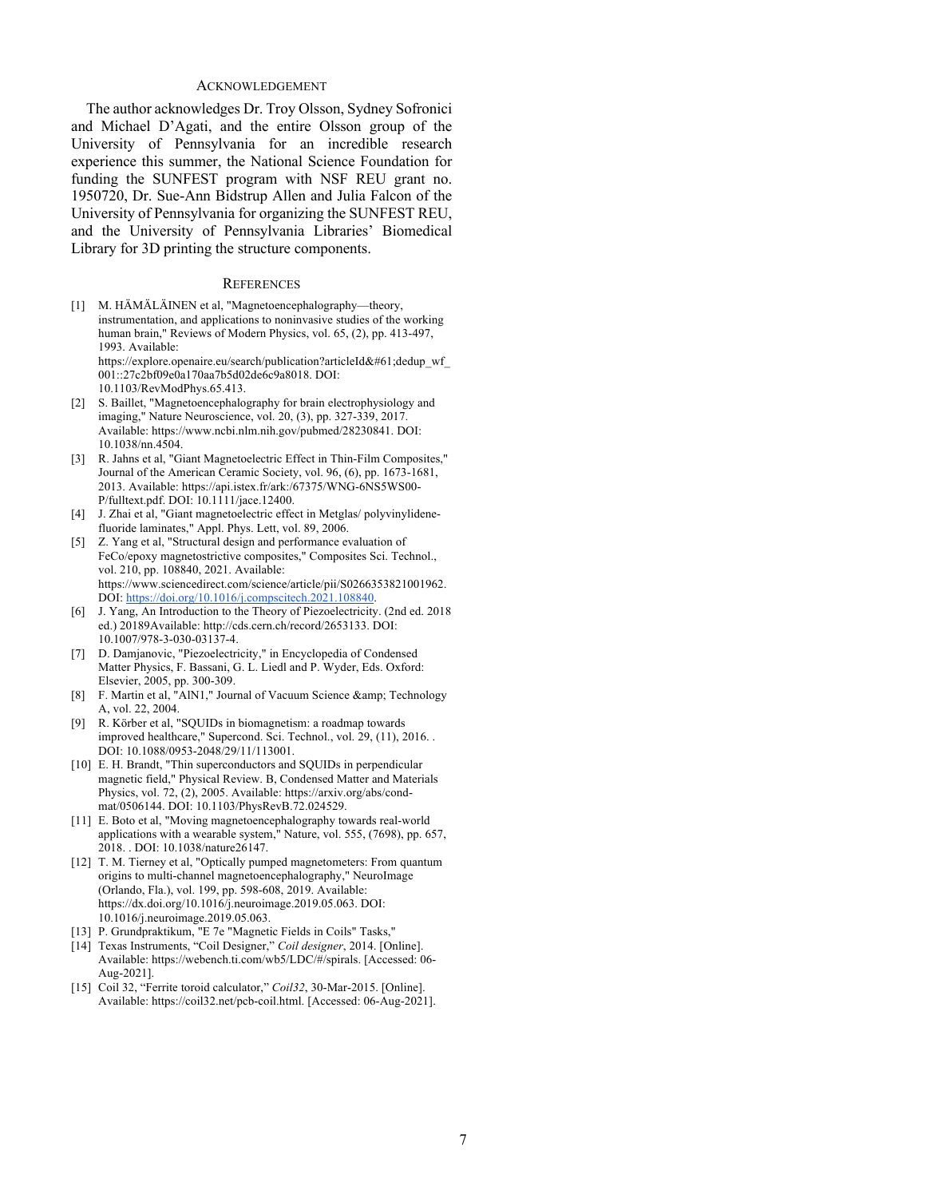## ACKNOWLEDGEMENT

The author acknowledges Dr. Troy Olsson, Sydney Sofronici and Michael D'Agati, and the entire Olsson group of the University of Pennsylvania for an incredible research experience this summer, the National Science Foundation for funding the SUNFEST program with NSF REU grant no. 1950720, Dr. Sue-Ann Bidstrup Allen and Julia Falcon of the University of Pennsylvania for organizing the SUNFEST REU, and the University of Pennsylvania Libraries' Biomedical Library for 3D printing the structure components.

## REFERENCES

[1] M. HÄMÄLÄINEN et al, "Magnetoencephalography—theory, instrumentation, and applications to noninvasive studies of the working human brain," Reviews of Modern Physics, vol. 65, (2), pp. 413-497, 1993. Available: https://explore.openaire.eu/search/publication?articleId&#61;dedup_wf_001::27c2bf09e0a170aa7b5d02de6c9a8018. DOI: 10.1103/RevModPhys.65.413.

[2] S. Baillet, "Magnetoencephalography for brain electrophysiology and imaging," Nature Neuroscience, vol. 20, (3), pp. 327-339, 2017. Available: https://www.ncbi.nlm.nih.gov/pubmed/28230841. DOI: 10.1038/nn.4504.

[3] R. Jahns et al, "Giant Magnetoelectric Effect in Thin-Film Composites," Journal of the American Ceramic Society, vol. 96, (6), pp. 1673-1681, 2013. Available: https://api.istex.fr/ark:/67375/WNG-6NS5WS00-P/fulltext.pdf. DOI: 10.1111/jace.12400.

[4] J. Zhai et al, "Giant magnetoelectric effect in Metglas/ polyvinylidene-fluoride laminates," Appl. Phys. Lett, vol. 89, 2006.

[5] Z. Yang et al, "Structural design and performance evaluation of FeCo/epoxy magnetostrictive composites," Composites Sci. Technol., vol. 210, pp. 108840, 2021. Available: https://www.sciencedirect.com/science/article/pii/S0266353821001962. DOI: https://doi.org/10.1016/j.compscitech.2021.108840.

[6] J. Yang, An Introduction to the Theory of Piezoelectricity. (2nd ed. 2018 ed.) 20189Available: http://cds.cern.ch/record/2653133. DOI: 10.1007/978-3-030-03137-4.

[7] D. Damjanovic, "Piezoelectricity," in Encyclopedia of Condensed Matter Physics, F. Bassani, G. L. Liedl and P. Wyder, Eds. Oxford: Elsevier, 2005, pp. 300-309.

[8] F. Martin et al, "AlN1," Journal of Vacuum Science &amp; Technology A, vol. 22, 2004.

[9] R. Körber et al, "SQUIDs in biomagnetism: a roadmap towards improved healthcare," Supercond. Sci. Technol., vol. 29, (11), 2016. . DOI: 10.1088/0953-2048/29/11/113001.

[10] E. H. Brandt, "Thin superconductors and SQUIDs in perpendicular magnetic field," Physical Review. B, Condensed Matter and Materials Physics, vol. 72, (2), 2005. Available: https://arxiv.org/abs/cond-mat/0506144. DOI: 10.1103/PhysRevB.72.024529.

[11] E. Boto et al, "Moving magnetoencephalography towards real-world applications with a wearable system," Nature, vol. 555, (7698), pp. 657, 2018. . DOI: 10.1038/nature26147.

[12] T. M. Tierney et al, "Optically pumped magnetometers: From quantum origins to multi-channel magnetoencephalography," NeuroImage (Orlando, Fla.), vol. 199, pp. 598-608, 2019. Available: https://dx.doi.org/10.1016/j.neuroimage.2019.05.063. DOI: 10.1016/j.neuroimage.2019.05.063.

[13] P. Grundpraktikum, "E 7e "Magnetic Fields in Coils" Tasks,"

[14] Texas Instruments, "Coil Designer," *Coil designer*, 2014. [Online]. Available: https://webench.ti.com/wb5/LDC/#/spirals. [Accessed: 06-Aug-2021].

[15] Coil 32, "Ferrite toroid calculator," *Coil32*, 30-Mar-2015. [Online]. Available: https://coil32.net/pcb-coil.html. [Accessed: 06-Aug-2021].